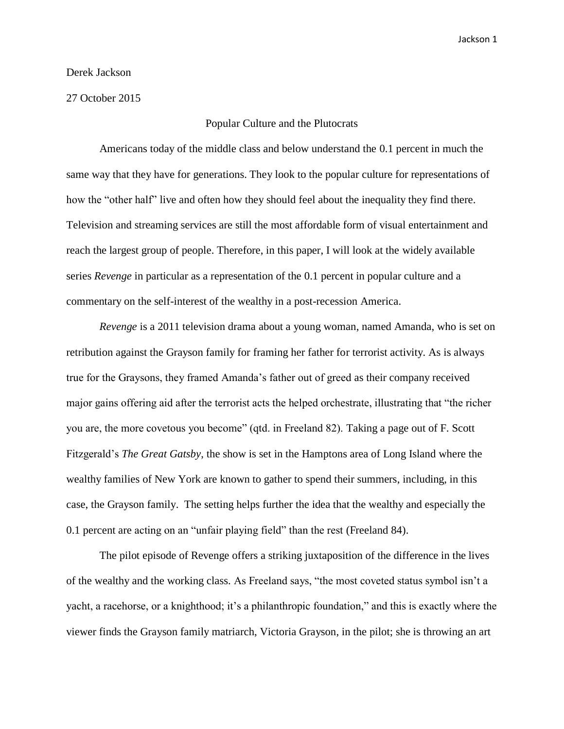Derek Jackson

27 October 2015

Popular Culture and the Plutocrats

Americans today of the middle class and below understand the 0.1 percent in much the same way that they have for generations. They look to the popular culture for representations of how the "other half" live and often how they should feel about the inequality they find there. Television and streaming services are still the most affordable form of visual entertainment and reach the largest group of people. Therefore, in this paper, I will look at the widely available series *Revenge* in particular as a representation of the 0.1 percent in popular culture and a commentary on the self-interest of the wealthy in a post-recession America.

*Revenge* is a 2011 television drama about a young woman, named Amanda, who is set on retribution against the Grayson family for framing her father for terrorist activity. As is always true for the Graysons, they framed Amanda's father out of greed as their company received major gains offering aid after the terrorist acts the helped orchestrate, illustrating that "the richer you are, the more covetous you become" (qtd. in Freeland 82). Taking a page out of F. Scott Fitzgerald's *The Great Gatsby*, the show is set in the Hamptons area of Long Island where the wealthy families of New York are known to gather to spend their summers, including, in this case, the Grayson family. The setting helps further the idea that the wealthy and especially the 0.1 percent are acting on an "unfair playing field" than the rest (Freeland 84).

The pilot episode of Revenge offers a striking juxtaposition of the difference in the lives of the wealthy and the working class. As Freeland says, "the most coveted status symbol isn't a yacht, a racehorse, or a knighthood; it's a philanthropic foundation," and this is exactly where the viewer finds the Grayson family matriarch, Victoria Grayson, in the pilot; she is throwing an art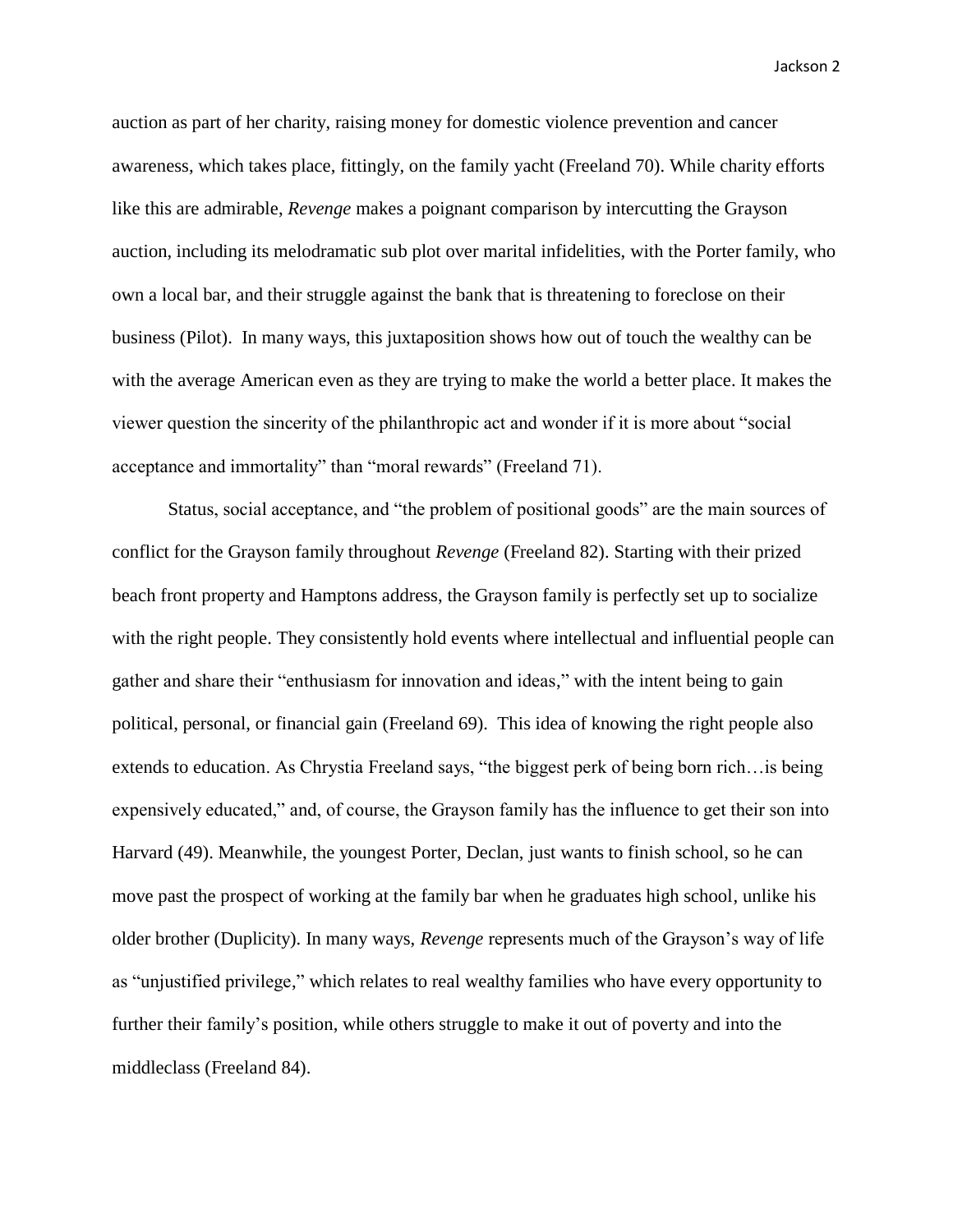auction as part of her charity, raising money for domestic violence prevention and cancer awareness, which takes place, fittingly, on the family yacht (Freeland 70). While charity efforts like this are admirable, *Revenge* makes a poignant comparison by intercutting the Grayson auction, including its melodramatic sub plot over marital infidelities, with the Porter family, who own a local bar, and their struggle against the bank that is threatening to foreclose on their business (Pilot). In many ways, this juxtaposition shows how out of touch the wealthy can be with the average American even as they are trying to make the world a better place. It makes the viewer question the sincerity of the philanthropic act and wonder if it is more about "social acceptance and immortality" than "moral rewards" (Freeland 71).

Status, social acceptance, and "the problem of positional goods" are the main sources of conflict for the Grayson family throughout *Revenge* (Freeland 82). Starting with their prized beach front property and Hamptons address, the Grayson family is perfectly set up to socialize with the right people. They consistently hold events where intellectual and influential people can gather and share their "enthusiasm for innovation and ideas," with the intent being to gain political, personal, or financial gain (Freeland 69). This idea of knowing the right people also extends to education. As Chrystia Freeland says, "the biggest perk of being born rich…is being expensively educated," and, of course, the Grayson family has the influence to get their son into Harvard (49). Meanwhile, the youngest Porter, Declan, just wants to finish school, so he can move past the prospect of working at the family bar when he graduates high school, unlike his older brother (Duplicity). In many ways, *Revenge* represents much of the Grayson's way of life as "unjustified privilege," which relates to real wealthy families who have every opportunity to further their family's position, while others struggle to make it out of poverty and into the middleclass (Freeland 84).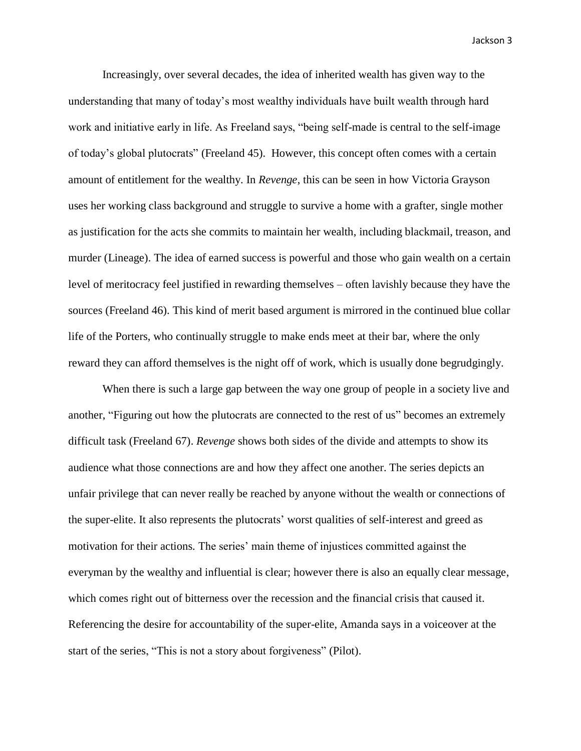Increasingly, over several decades, the idea of inherited wealth has given way to the understanding that many of today's most wealthy individuals have built wealth through hard work and initiative early in life. As Freeland says, "being self-made is central to the self-image of today's global plutocrats" (Freeland 45). However, this concept often comes with a certain amount of entitlement for the wealthy. In *Revenge*, this can be seen in how Victoria Grayson uses her working class background and struggle to survive a home with a grafter, single mother as justification for the acts she commits to maintain her wealth, including blackmail, treason, and murder (Lineage). The idea of earned success is powerful and those who gain wealth on a certain level of meritocracy feel justified in rewarding themselves – often lavishly because they have the sources (Freeland 46). This kind of merit based argument is mirrored in the continued blue collar life of the Porters, who continually struggle to make ends meet at their bar, where the only reward they can afford themselves is the night off of work, which is usually done begrudgingly.

When there is such a large gap between the way one group of people in a society live and another, "Figuring out how the plutocrats are connected to the rest of us" becomes an extremely difficult task (Freeland 67). *Revenge* shows both sides of the divide and attempts to show its audience what those connections are and how they affect one another. The series depicts an unfair privilege that can never really be reached by anyone without the wealth or connections of the super-elite. It also represents the plutocrats' worst qualities of self-interest and greed as motivation for their actions. The series' main theme of injustices committed against the everyman by the wealthy and influential is clear; however there is also an equally clear message, which comes right out of bitterness over the recession and the financial crisis that caused it. Referencing the desire for accountability of the super-elite, Amanda says in a voiceover at the start of the series, "This is not a story about forgiveness" (Pilot).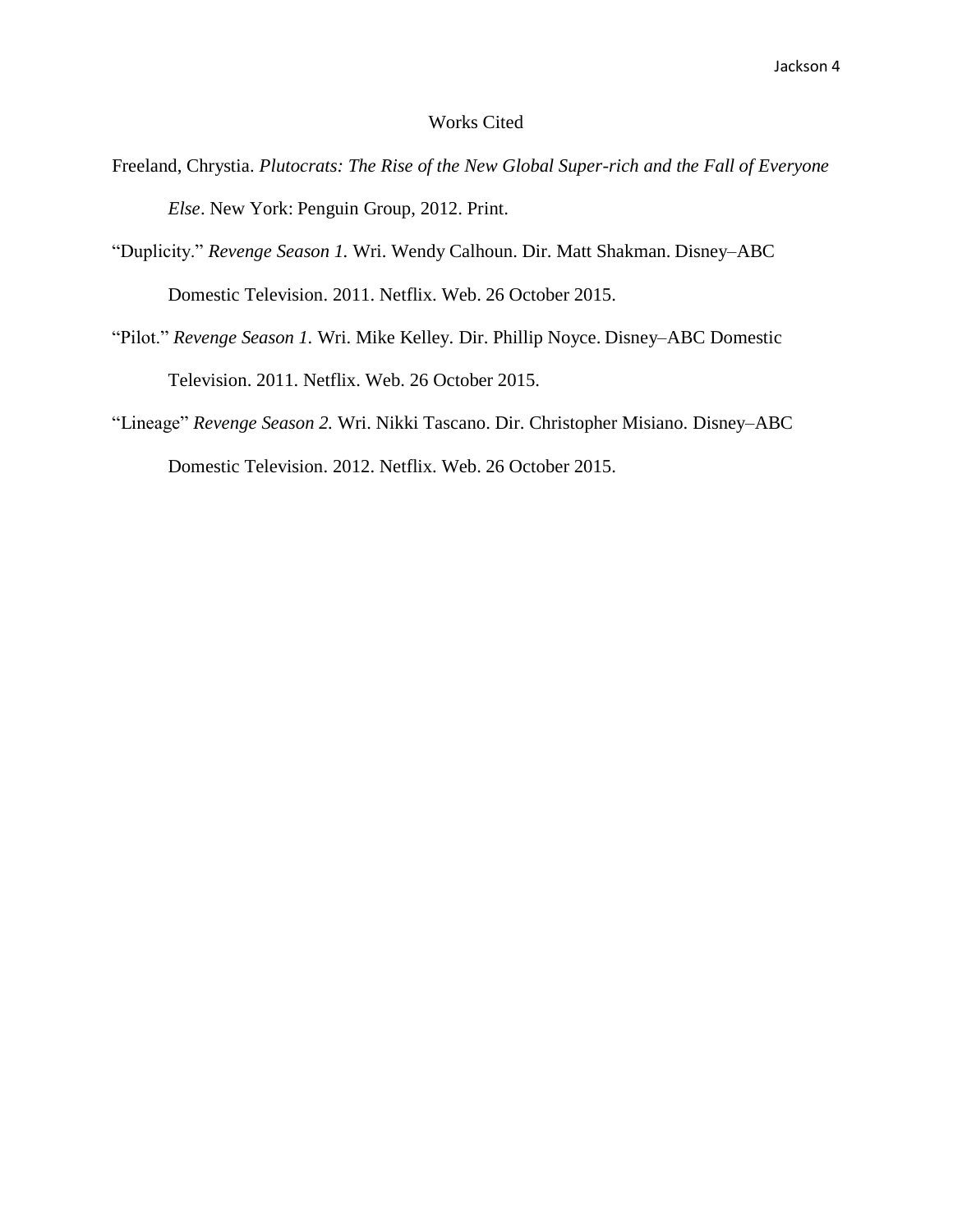# Works Cited

Freeland, Chrystia. *Plutocrats: The Rise of the New Global Super-rich and the Fall of Everyone Else*. New York: Penguin Group, 2012. Print.

"Duplicity." *Revenge Season 1.* Wri. Wendy Calhoun. Dir. Matt Shakman. Disney–ABC Domestic Television. 2011. Netflix. Web. 26 October 2015.

"Pilot." *Revenge Season 1.* Wri. Mike Kelley. Dir. Phillip Noyce. Disney–ABC Domestic Television. 2011. Netflix. Web. 26 October 2015.

"Lineage" *Revenge Season 2.* Wri. Nikki Tascano. Dir. Christopher Misiano. Disney–ABC Domestic Television. 2012. Netflix. Web. 26 October 2015.